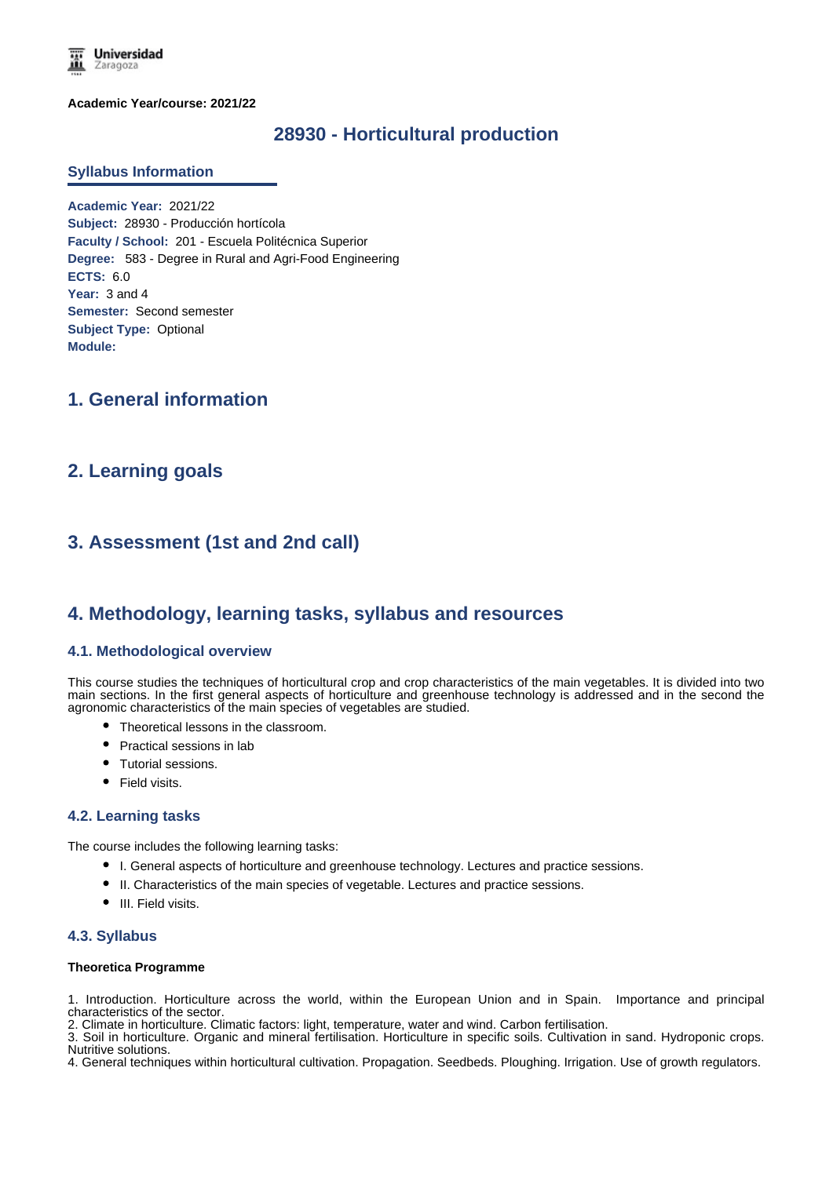**Academic Year/course: 2021/22**

# 28930 - Horticultural production

## Syllabus Information

**Academic Year:** 2021/22
**Subject:** 28930 - Producción hortícola
**Faculty / School:** 201 - Escuela Politécnica Superior
**Degree:** 583 - Degree in Rural and Agri-Food Engineering
**ECTS:** 6.0
**Year:** 3 and 4
**Semester:** Second semester
**Subject Type:** Optional
**Module:**

## 1. General information

## 2. Learning goals

## 3. Assessment (1st and 2nd call)

## 4. Methodology, learning tasks, syllabus and resources

### 4.1. Methodological overview

This course studies the techniques of horticultural crop and crop characteristics of the main vegetables. It is divided into two main sections. In the first general aspects of horticulture and greenhouse technology is addressed and in the second the agronomic characteristics of the main species of vegetables are studied.

- Theoretical lessons in the classroom.
- Practical sessions in lab
- Tutorial sessions.
- Field visits.

### 4.2. Learning tasks

The course includes the following learning tasks:

- I. General aspects of horticulture and greenhouse technology. Lectures and practice sessions.
- II. Characteristics of the main species of vegetable. Lectures and practice sessions.
- III. Field visits.

### 4.3. Syllabus

**Theoretica Programme**

1. Introduction. Horticulture across the world, within the European Union and in Spain. Importance and principal characteristics of the sector.
2. Climate in horticulture. Climatic factors: light, temperature, water and wind. Carbon fertilisation.
3. Soil in horticulture. Organic and mineral fertilisation. Horticulture in specific soils. Cultivation in sand. Hydroponic crops. Nutritive solutions.
4. General techniques within horticultural cultivation. Propagation. Seedbeds. Ploughing. Irrigation. Use of growth regulators.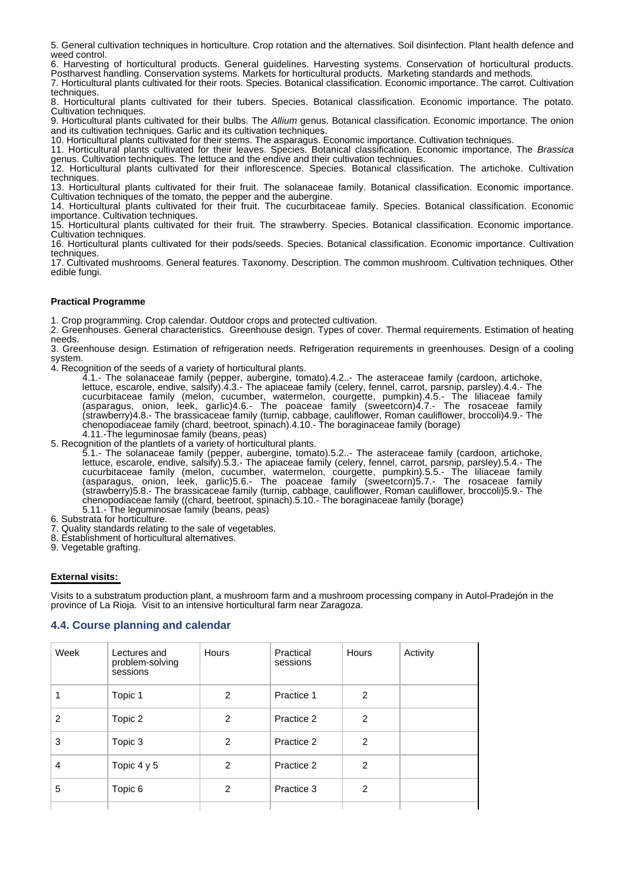5. General cultivation techniques in horticulture. Crop rotation and the alternatives. Soil disinfection. Plant health defence and weed control.
6. Harvesting of horticultural products. General guidelines. Harvesting systems. Conservation of horticultural products. Postharvest handling. Conservation systems. Markets for horticultural products. Marketing standards and methods.
7. Horticultural plants cultivated for their roots. Species. Botanical classification. Economic importance. The carrot. Cultivation techniques.
8. Horticultural plants cultivated for their tubers. Species. Botanical classification. Economic importance. The potato. Cultivation techniques.
9. Horticultural plants cultivated for their bulbs. The *Allium* genus. Botanical classification. Economic importance. The onion and its cultivation techniques. Garlic and its cultivation techniques.
10. Horticultural plants cultivated for their stems. The asparagus. Economic importance. Cultivation techniques.
11. Horticultural plants cultivated for their leaves. Species. Botanical classification. Economic importance. The *Brassica* genus. Cultivation techniques. The lettuce and the endive and their cultivation techniques.
12. Horticultural plants cultivated for their inflorescence. Species. Botanical classification. The artichoke. Cultivation techniques.
13. Horticultural plants cultivated for their fruit. The solanaceae family. Botanical classification. Economic importance. Cultivation techniques of the tomato, the pepper and the aubergine.
14. Horticultural plants cultivated for their fruit. The cucurbitaceae family. Species. Botanical classification. Economic importance. Cultivation techniques.
15. Horticultural plants cultivated for their fruit. The strawberry. Species. Botanical classification. Economic importance. Cultivation techniques.
16. Horticultural plants cultivated for their pods/seeds. Species. Botanical classification. Economic importance. Cultivation techniques.
17. Cultivated mushrooms. General features. Taxonomy. Description. The common mushroom. Cultivation techniques. Other edible fungi.

**Practical Programme**

1. Crop programming. Crop calendar. Outdoor crops and protected cultivation.
2. Greenhouses. General characteristics. Greenhouse design. Types of cover. Thermal requirements. Estimation of heating needs.
3. Greenhouse design. Estimation of refrigeration needs. Refrigeration requirements in greenhouses. Design of a cooling system.
4. Recognition of the seeds of a variety of horticultural plants.
   4.1.- The solanaceae family (pepper, aubergine, tomato).4.2..- The asteraceae family (cardoon, artichoke, lettuce, escarole, endive, salsify).4.3.- The apiaceae family (celery, fennel, carrot, parsnip, parsley).4.4.- The cucurbitaceae family (melon, cucumber, watermelon, courgette, pumpkin).4.5.- The liliaceae family (asparagus, onion, leek, garlic)4.6.- The poaceae family (sweetcorn)4.7.- The rosaceae family (strawberry)4.8.- The brassicaceae family (turnip, cabbage, cauliflower, Roman cauliflower, broccoli)4.9.- The chenopodiaceae family (chard, beetroot, spinach).4.10.- The boraginaceae family (borage)
   4.11.-The leguminosae family (beans, peas)
5. Recognition of the plantlets of a variety of horticultural plants.
   5.1.- The solanaceae family (pepper, aubergine, tomato).5.2..- The asteraceae family (cardoon, artichoke, lettuce, escarole, endive, salsify).5.3.- The apiaceae family (celery, fennel, carrot, parsnip, parsley).5.4.- The cucurbitaceae family (melon, cucumber, watermelon, courgette, pumpkin).5.5.- The liliaceae family (asparagus, onion, leek, garlic)5.6.- The poaceae family (sweetcorn)5.7.- The rosaceae family (strawberry)5.8.- The brassicaceae family (turnip, cabbage, cauliflower, Roman cauliflower, broccoli)5.9.- The chenopodiaceae family ((chard, beetroot, spinach).5.10.- The boraginaceae family (borage)
   5.11.- The leguminosae family (beans, peas)
6. Substrata for horticulture.
7. Quality standards relating to the sale of vegetables.
8. Establishment of horticultural alternatives.
9. Vegetable grafting.

**External visits:**

Visits to a substratum production plant, a mushroom farm and a mushroom processing company in Autol-Pradejón in the province of La Rioja. Visit to an intensive horticultural farm near Zaragoza.

## 4.4. Course planning and calendar

| Week | Lectures and problem-solving sessions | Hours | Practical sessions | Hours | Activity |
|---|---|---|---|---|---|
| 1 | Topic 1 | 2 | Practice 1 | 2 | |
| 2 | Topic 2 | 2 | Practice 2 | 2 | |
| 3 | Topic 3 | 2 | Practice 2 | 2 | |
| 4 | Topic 4 y 5 | 2 | Practice 2 | 2 | |
| 5 | Topic 6 | 2 | Practice 3 | 2 | |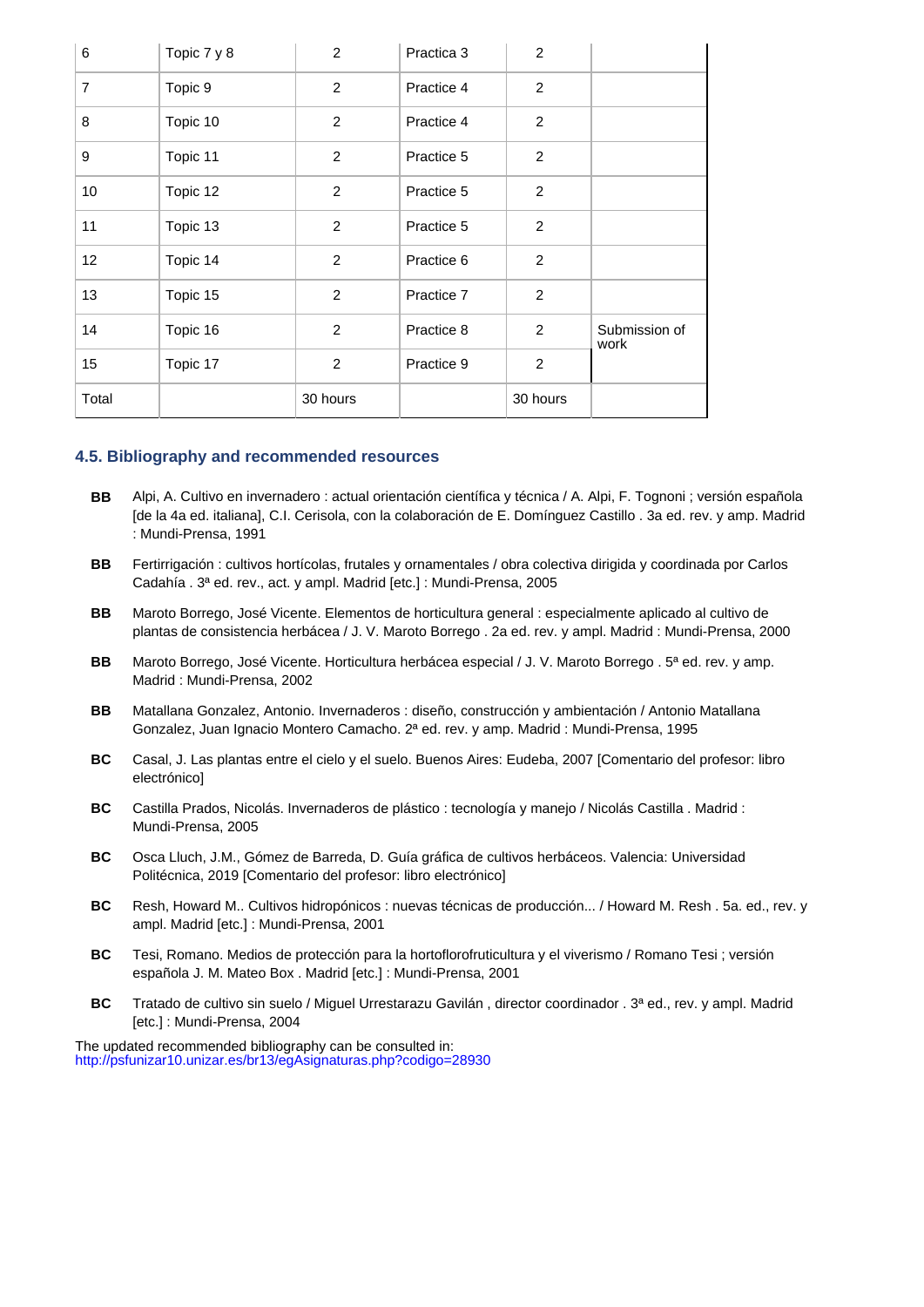| | | | | | |
|---|---|---|---|---|---|
| 6 | Topic 7 y 8 | 2 | Practica 3 | 2 | |
| 7 | Topic 9 | 2 | Practice 4 | 2 | |
| 8 | Topic 10 | 2 | Practice 4 | 2 | |
| 9 | Topic 11 | 2 | Practice 5 | 2 | |
| 10 | Topic 12 | 2 | Practice 5 | 2 | |
| 11 | Topic 13 | 2 | Practice 5 | 2 | |
| 12 | Topic 14 | 2 | Practice 6 | 2 | |
| 13 | Topic 15 | 2 | Practice 7 | 2 | |
| 14 | Topic 16 | 2 | Practice 8 | 2 | Submission of work |
| 15 | Topic 17 | 2 | Practice 9 | 2 | |
| Total | | 30 hours | | 30 hours | |

### 4.5. Bibliography and recommended resources

- **BB** Alpi, A. Cultivo en invernadero : actual orientación científica y técnica / A. Alpi, F. Tognoni ; versión española [de la 4a ed. italiana], C.I. Cerisola, con la colaboración de E. Domínguez Castillo . 3a ed. rev. y amp. Madrid : Mundi-Prensa, 1991
- **BB** Fertirrigación : cultivos hortícolas, frutales y ornamentales / obra colectiva dirigida y coordinada por Carlos Cadahía . 3ª ed. rev., act. y ampl. Madrid [etc.] : Mundi-Prensa, 2005
- **BB** Maroto Borrego, José Vicente. Elementos de horticultura general : especialmente aplicado al cultivo de plantas de consistencia herbácea / J. V. Maroto Borrego . 2a ed. rev. y ampl. Madrid : Mundi-Prensa, 2000
- **BB** Maroto Borrego, José Vicente. Horticultura herbácea especial / J. V. Maroto Borrego . 5ª ed. rev. y amp. Madrid : Mundi-Prensa, 2002
- **BB** Matallana Gonzalez, Antonio. Invernaderos : diseño, construcción y ambientación / Antonio Matallana Gonzalez, Juan Ignacio Montero Camacho. 2ª ed. rev. y amp. Madrid : Mundi-Prensa, 1995
- **BC** Casal, J. Las plantas entre el cielo y el suelo. Buenos Aires: Eudeba, 2007 [Comentario del profesor: libro electrónico]
- **BC** Castilla Prados, Nicolás. Invernaderos de plástico : tecnología y manejo / Nicolás Castilla . Madrid : Mundi-Prensa, 2005
- **BC** Osca Lluch, J.M., Gómez de Barreda, D. Guía gráfica de cultivos herbáceos. Valencia: Universidad Politécnica, 2019 [Comentario del profesor: libro electrónico]
- **BC** Resh, Howard M.. Cultivos hidropónicos : nuevas técnicas de producción... / Howard M. Resh . 5a. ed., rev. y ampl. Madrid [etc.] : Mundi-Prensa, 2001
- **BC** Tesi, Romano. Medios de protección para la hortoflorofruticultura y el viverismo / Romano Tesi ; versión española J. M. Mateo Box . Madrid [etc.] : Mundi-Prensa, 2001
- **BC** Tratado de cultivo sin suelo / Miguel Urrestarazu Gavilán , director coordinador . 3ª ed., rev. y ampl. Madrid [etc.] : Mundi-Prensa, 2004

The updated recommended bibliography can be consulted in:
http://psfunizar10.unizar.es/br13/egAsignaturas.php?codigo=28930